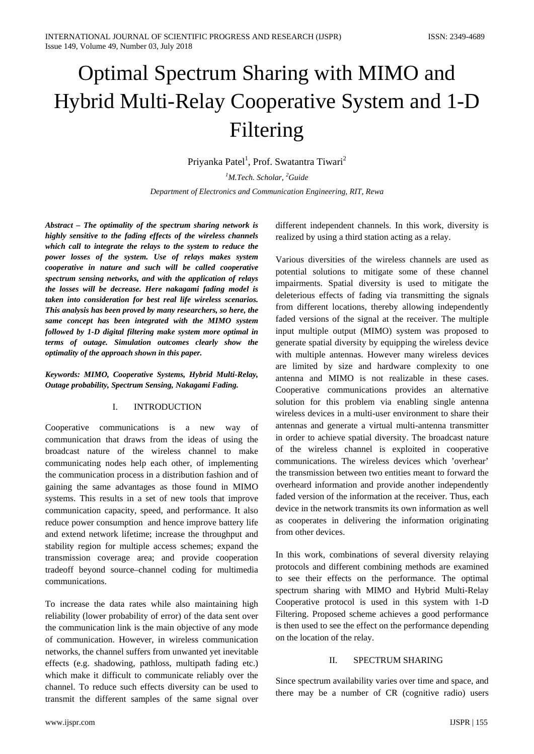# Optimal Spectrum Sharing with MIMO and Hybrid Multi-Relay Cooperative System and 1-D Filtering

Priyanka Patel[1], Prof. Swatantra Tiwari[2]

[1]*M.Tech. Scholar,* [2]*Guide*

*Department of Electronics and Communication Engineering, RIT, Rewa*

***Abstract – The optimality of the spectrum sharing network is highly sensitive to the fading effects of the wireless channels which call to integrate the relays to the system to reduce the power losses of the system. Use of relays makes system cooperative in nature and such will be called cooperative spectrum sensing networks, and with the application of relays the losses will be decrease. Here nakagami fading model is taken into consideration for best real life wireless scenarios. This analysis has been proved by many researchers, so here, the same concept has been integrated with the MIMO system followed by 1-D digital filtering make system more optimal in terms of outage. Simulation outcomes clearly show the optimality of the approach shown in this paper.***

***Keywords: MIMO, Cooperative Systems, Hybrid Multi-Relay, Outage probability, Spectrum Sensing, Nakagami Fading.***

## I. INTRODUCTION

Cooperative communications is a new way of communication that draws from the ideas of using the broadcast nature of the wireless channel to make communicating nodes help each other, of implementing the communication process in a distribution fashion and of gaining the same advantages as those found in MIMO systems. This results in a set of new tools that improve communication capacity, speed, and performance. It also reduce power consumption and hence improve battery life and extend network lifetime; increase the throughput and stability region for multiple access schemes; expand the transmission coverage area; and provide cooperation tradeoff beyond source–channel coding for multimedia communications.

To increase the data rates while also maintaining high reliability (lower probability of error) of the data sent over the communication link is the main objective of any mode of communication. However, in wireless communication networks, the channel suffers from unwanted yet inevitable effects (e.g. shadowing, pathloss, multipath fading etc.) which make it difficult to communicate reliably over the channel. To reduce such effects diversity can be used to transmit the different samples of the same signal over different independent channels. In this work, diversity is realized by using a third station acting as a relay.

Various diversities of the wireless channels are used as potential solutions to mitigate some of these channel impairments. Spatial diversity is used to mitigate the deleterious effects of fading via transmitting the signals from different locations, thereby allowing independently faded versions of the signal at the receiver. The multiple input multiple output (MIMO) system was proposed to generate spatial diversity by equipping the wireless device with multiple antennas. However many wireless devices are limited by size and hardware complexity to one antenna and MIMO is not realizable in these cases. Cooperative communications provides an alternative solution for this problem via enabling single antenna wireless devices in a multi-user environment to share their antennas and generate a virtual multi-antenna transmitter in order to achieve spatial diversity. The broadcast nature of the wireless channel is exploited in cooperative communications. The wireless devices which 'overhear' the transmission between two entities meant to forward the overheard information and provide another independently faded version of the information at the receiver. Thus, each device in the network transmits its own information as well as cooperates in delivering the information originating from other devices.

In this work, combinations of several diversity relaying protocols and different combining methods are examined to see their effects on the performance. The optimal spectrum sharing with MIMO and Hybrid Multi-Relay Cooperative protocol is used in this system with 1-D Filtering. Proposed scheme achieves a good performance is then used to see the effect on the performance depending on the location of the relay.

## II. SPECTRUM SHARING

Since spectrum availability varies over time and space, and there may be a number of CR (cognitive radio) users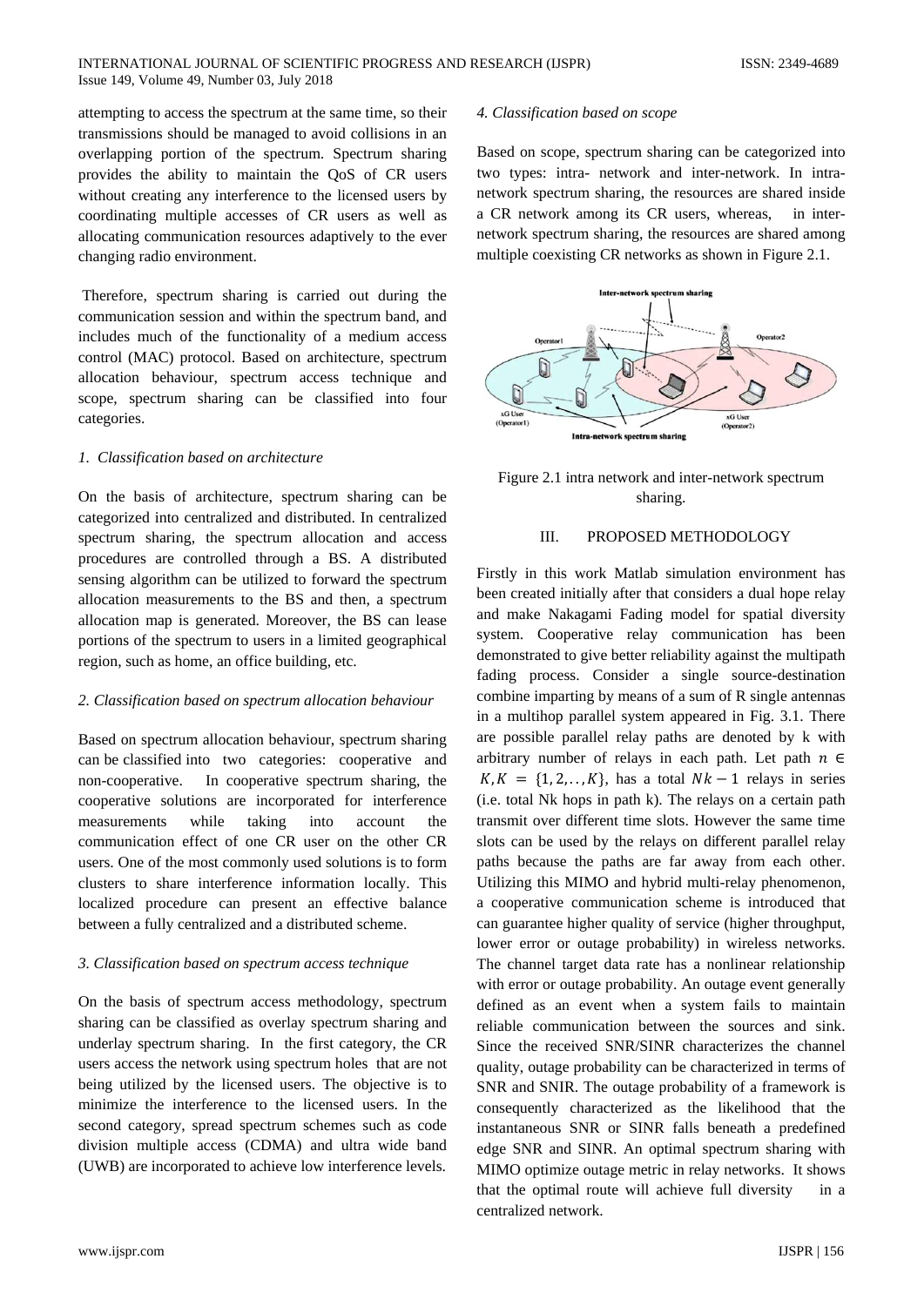attempting to access the spectrum at the same time, so their transmissions should be managed to avoid collisions in an overlapping portion of the spectrum. Spectrum sharing provides the ability to maintain the QoS of CR users without creating any interference to the licensed users by coordinating multiple accesses of CR users as well as allocating communication resources adaptively to the ever changing radio environment.

Therefore, spectrum sharing is carried out during the communication session and within the spectrum band, and includes much of the functionality of a medium access control (MAC) protocol. Based on architecture, spectrum allocation behaviour, spectrum access technique and scope, spectrum sharing can be classified into four categories.

*1. Classification based on architecture*

On the basis of architecture, spectrum sharing can be categorized into centralized and distributed. In centralized spectrum sharing, the spectrum allocation and access procedures are controlled through a BS. A distributed sensing algorithm can be utilized to forward the spectrum allocation measurements to the BS and then, a spectrum allocation map is generated. Moreover, the BS can lease portions of the spectrum to users in a limited geographical region, such as home, an office building, etc.

*2. Classification based on spectrum allocation behaviour*

Based on spectrum allocation behaviour, spectrum sharing can be classified into two categories: cooperative and non-cooperative. In cooperative spectrum sharing, the cooperative solutions are incorporated for interference measurements while taking into account the communication effect of one CR user on the other CR users. One of the most commonly used solutions is to form clusters to share interference information locally. This localized procedure can present an effective balance between a fully centralized and a distributed scheme.

*3. Classification based on spectrum access technique*

On the basis of spectrum access methodology, spectrum sharing can be classified as overlay spectrum sharing and underlay spectrum sharing. In the first category, the CR users access the network using spectrum holes that are not being utilized by the licensed users. The objective is to minimize the interference to the licensed users. In the second category, spread spectrum schemes such as code division multiple access (CDMA) and ultra wide band (UWB) are incorporated to achieve low interference levels.

*4. Classification based on scope*

Based on scope, spectrum sharing can be categorized into two types: intra- network and inter-network. In intra-network spectrum sharing, the resources are shared inside a CR network among its CR users, whereas, in inter-network spectrum sharing, the resources are shared among multiple coexisting CR networks as shown in Figure 2.1.

Figure 2.1 intra network and inter-network spectrum sharing.

## III. PROPOSED METHODOLOGY

Firstly in this work Matlab simulation environment has been created initially after that considers a dual hope relay and make Nakagami Fading model for spatial diversity system. Cooperative relay communication has been demonstrated to give better reliability against the multipath fading process. Consider a single source-destination combine imparting by means of a sum of R single antennas in a multihop parallel system appeared in Fig. 3.1. There are possible parallel relay paths are denoted by k with arbitrary number of relays in each path. Let path $n \in K, K = \{1, 2, .., K\}$, has a total $Nk - 1$ relays in series (i.e. total Nk hops in path k). The relays on a certain path transmit over different time slots. However the same time slots can be used by the relays on different parallel relay paths because the paths are far away from each other. Utilizing this MIMO and hybrid multi-relay phenomenon, a cooperative communication scheme is introduced that can guarantee higher quality of service (higher throughput, lower error or outage probability) in wireless networks. The channel target data rate has a nonlinear relationship with error or outage probability. An outage event generally defined as an event when a system fails to maintain reliable communication between the sources and sink. Since the received SNR/SINR characterizes the channel quality, outage probability can be characterized in terms of SNR and SNIR. The outage probability of a framework is consequently characterized as the likelihood that the instantaneous SNR or SINR falls beneath a predefined edge SNR and SINR. An optimal spectrum sharing with MIMO optimize outage metric in relay networks. It shows that the optimal route will achieve full diversity in a centralized network.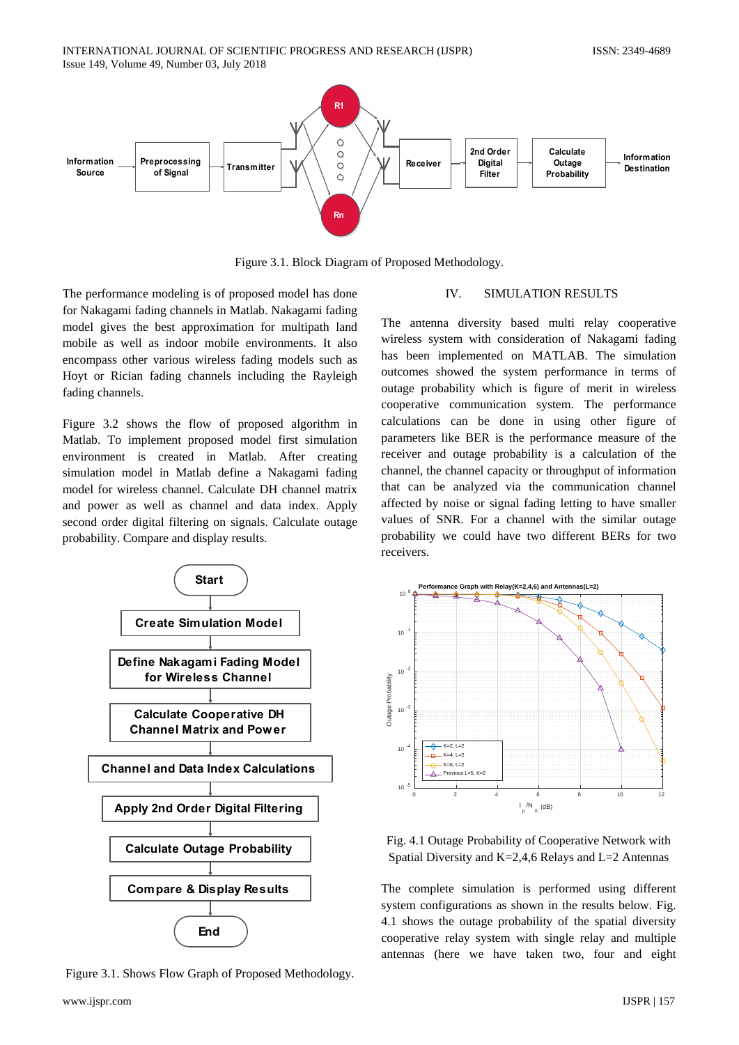Figure 3.1. Block Diagram of Proposed Methodology.

The performance modeling is of proposed model has done for Nakagami fading channels in Matlab. Nakagami fading model gives the best approximation for multipath land mobile as well as indoor mobile environments. It also encompass other various wireless fading models such as Hoyt or Rician fading channels including the Rayleigh fading channels.

Figure 3.2 shows the flow of proposed algorithm in Matlab. To implement proposed model first simulation environment is created in Matlab. After creating simulation model in Matlab define a Nakagami fading model for wireless channel. Calculate DH channel matrix and power as well as channel and data index. Apply second order digital filtering on signals. Calculate outage probability. Compare and display results.

Figure 3.1. Shows Flow Graph of Proposed Methodology.

## IV. SIMULATION RESULTS

The antenna diversity based multi relay cooperative wireless system with consideration of Nakagami fading has been implemented on MATLAB. The simulation outcomes showed the system performance in terms of outage probability which is figure of merit in wireless cooperative communication system. The performance calculations can be done in using other figure of parameters like BER is the performance measure of the receiver and outage probability is a calculation of the channel, the channel capacity or throughput of information that can be analyzed via the communication channel affected by noise or signal fading letting to have smaller values of SNR. For a channel with the similar outage probability we could have two different BERs for two receivers.

Fig. 4.1 Outage Probability of Cooperative Network with Spatial Diversity and K=2,4,6 Relays and L=2 Antennas

The complete simulation is performed using different system configurations as shown in the results below. Fig. 4.1 shows the outage probability of the spatial diversity cooperative relay system with single relay and multiple antennas (here we have taken two, four and eight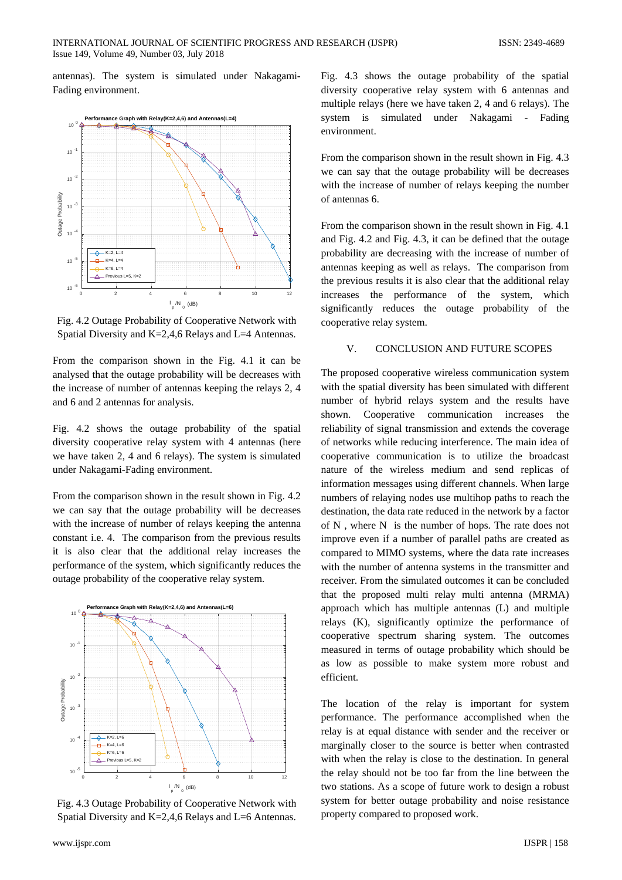antennas). The system is simulated under Nakagami-Fading environment.

Fig. 4.2 Outage Probability of Cooperative Network with Spatial Diversity and K=2,4,6 Relays and L=4 Antennas.

From the comparison shown in the Fig. 4.1 it can be analysed that the outage probability will be decreases with the increase of number of antennas keeping the relays 2, 4 and 6 and 2 antennas for analysis.

Fig. 4.2 shows the outage probability of the spatial diversity cooperative relay system with 4 antennas (here we have taken 2, 4 and 6 relays). The system is simulated under Nakagami-Fading environment.

From the comparison shown in the result shown in Fig. 4.2 we can say that the outage probability will be decreases with the increase of number of relays keeping the antenna constant i.e. 4. The comparison from the previous results it is also clear that the additional relay increases the performance of the system, which significantly reduces the outage probability of the cooperative relay system.

Fig. 4.3 Outage Probability of Cooperative Network with Spatial Diversity and K=2,4,6 Relays and L=6 Antennas.

Fig. 4.3 shows the outage probability of the spatial diversity cooperative relay system with 6 antennas and multiple relays (here we have taken 2, 4 and 6 relays). The system is simulated under Nakagami - Fading environment.

From the comparison shown in the result shown in Fig. 4.3 we can say that the outage probability will be decreases with the increase of number of relays keeping the number of antennas 6.

From the comparison shown in the result shown in Fig. 4.1 and Fig. 4.2 and Fig. 4.3, it can be defined that the outage probability are decreasing with the increase of number of antennas keeping as well as relays. The comparison from the previous results it is also clear that the additional relay increases the performance of the system, which significantly reduces the outage probability of the cooperative relay system.

## V. CONCLUSION AND FUTURE SCOPES

The proposed cooperative wireless communication system with the spatial diversity has been simulated with different number of hybrid relays system and the results have shown. Cooperative communication increases the reliability of signal transmission and extends the coverage of networks while reducing interference. The main idea of cooperative communication is to utilize the broadcast nature of the wireless medium and send replicas of information messages using different channels. When large numbers of relaying nodes use multihop paths to reach the destination, the data rate reduced in the network by a factor of N , where N is the number of hops. The rate does not improve even if a number of parallel paths are created as compared to MIMO systems, where the data rate increases with the number of antenna systems in the transmitter and receiver. From the simulated outcomes it can be concluded that the proposed multi relay multi antenna (MRMA) approach which has multiple antennas (L) and multiple relays (K), significantly optimize the performance of cooperative spectrum sharing system. The outcomes measured in terms of outage probability which should be as low as possible to make system more robust and efficient.

The location of the relay is important for system performance. The performance accomplished when the relay is at equal distance with sender and the receiver or marginally closer to the source is better when contrasted with when the relay is close to the destination. In general the relay should not be too far from the line between the two stations. As a scope of future work to design a robust system for better outage probability and noise resistance property compared to proposed work.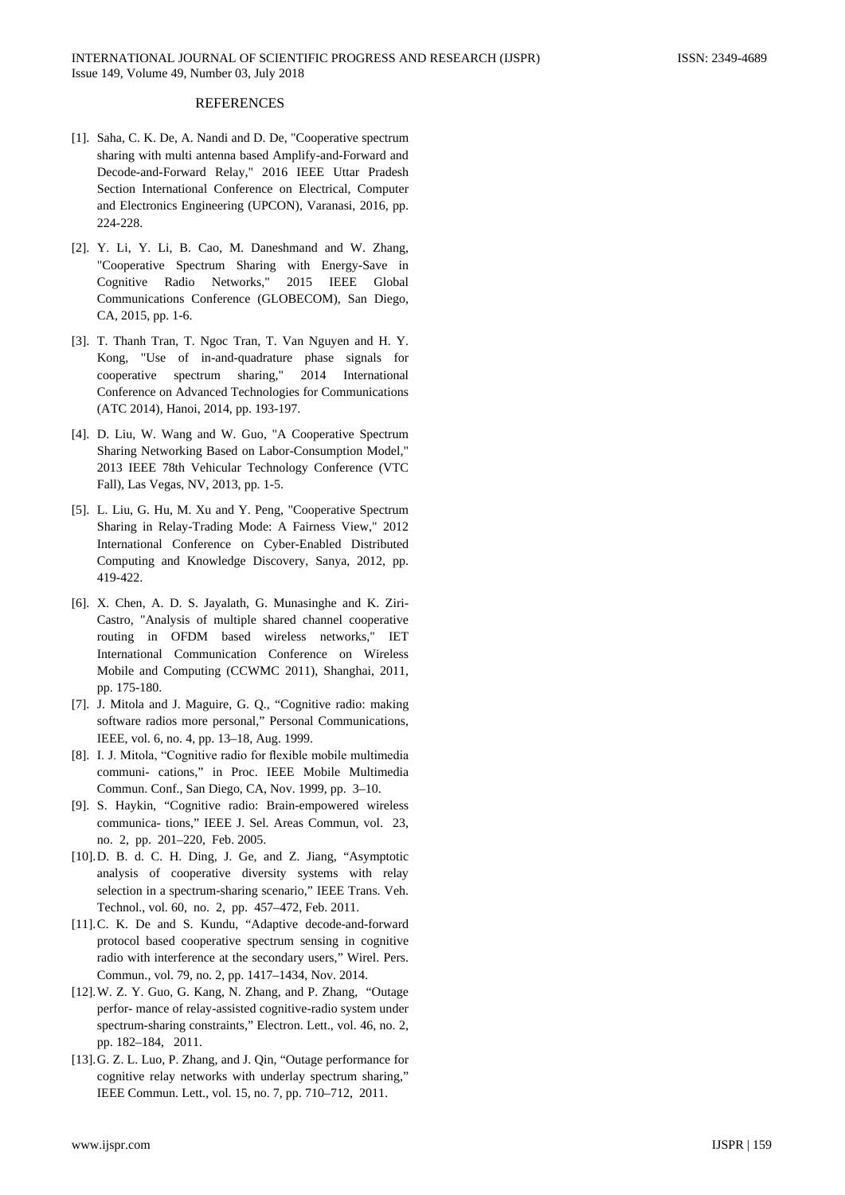## REFERENCES

[1]. Saha, C. K. De, A. Nandi and D. De, "Cooperative spectrum sharing with multi antenna based Amplify-and-Forward and Decode-and-Forward Relay," 2016 IEEE Uttar Pradesh Section International Conference on Electrical, Computer and Electronics Engineering (UPCON), Varanasi, 2016, pp. 224-228.

[2]. Y. Li, Y. Li, B. Cao, M. Daneshmand and W. Zhang, "Cooperative Spectrum Sharing with Energy-Save in Cognitive Radio Networks," 2015 IEEE Global Communications Conference (GLOBECOM), San Diego, CA, 2015, pp. 1-6.

[3]. T. Thanh Tran, T. Ngoc Tran, T. Van Nguyen and H. Y. Kong, "Use of in-and-quadrature phase signals for cooperative spectrum sharing," 2014 International Conference on Advanced Technologies for Communications (ATC 2014), Hanoi, 2014, pp. 193-197.

[4]. D. Liu, W. Wang and W. Guo, "A Cooperative Spectrum Sharing Networking Based on Labor-Consumption Model," 2013 IEEE 78th Vehicular Technology Conference (VTC Fall), Las Vegas, NV, 2013, pp. 1-5.

[5]. L. Liu, G. Hu, M. Xu and Y. Peng, "Cooperative Spectrum Sharing in Relay-Trading Mode: A Fairness View," 2012 International Conference on Cyber-Enabled Distributed Computing and Knowledge Discovery, Sanya, 2012, pp. 419-422.

[6]. X. Chen, A. D. S. Jayalath, G. Munasinghe and K. Ziri-Castro, "Analysis of multiple shared channel cooperative routing in OFDM based wireless networks," IET International Communication Conference on Wireless Mobile and Computing (CCWMC 2011), Shanghai, 2011, pp. 175-180.

[7]. J. Mitola and J. Maguire, G. Q., "Cognitive radio: making software radios more personal," Personal Communications, IEEE, vol. 6, no. 4, pp. 13–18, Aug. 1999.

[8]. I. J. Mitola, "Cognitive radio for flexible mobile multimedia communi- cations," in Proc. IEEE Mobile Multimedia Commun. Conf., San Diego, CA, Nov. 1999, pp. 3–10.

[9]. S. Haykin, "Cognitive radio: Brain-empowered wireless communica- tions," IEEE J. Sel. Areas Commun, vol. 23, no. 2, pp. 201–220, Feb. 2005.

[10]. D. B. d. C. H. Ding, J. Ge, and Z. Jiang, "Asymptotic analysis of cooperative diversity systems with relay selection in a spectrum-sharing scenario," IEEE Trans. Veh. Technol., vol. 60, no. 2, pp. 457–472, Feb. 2011.

[11]. C. K. De and S. Kundu, "Adaptive decode-and-forward protocol based cooperative spectrum sensing in cognitive radio with interference at the secondary users," Wirel. Pers. Commun., vol. 79, no. 2, pp. 1417–1434, Nov. 2014.

[12]. W. Z. Y. Guo, G. Kang, N. Zhang, and P. Zhang, "Outage perfor- mance of relay-assisted cognitive-radio system under spectrum-sharing constraints," Electron. Lett., vol. 46, no. 2, pp. 182–184, 2011.

[13]. G. Z. L. Luo, P. Zhang, and J. Qin, "Outage performance for cognitive relay networks with underlay spectrum sharing," IEEE Commun. Lett., vol. 15, no. 7, pp. 710–712, 2011.